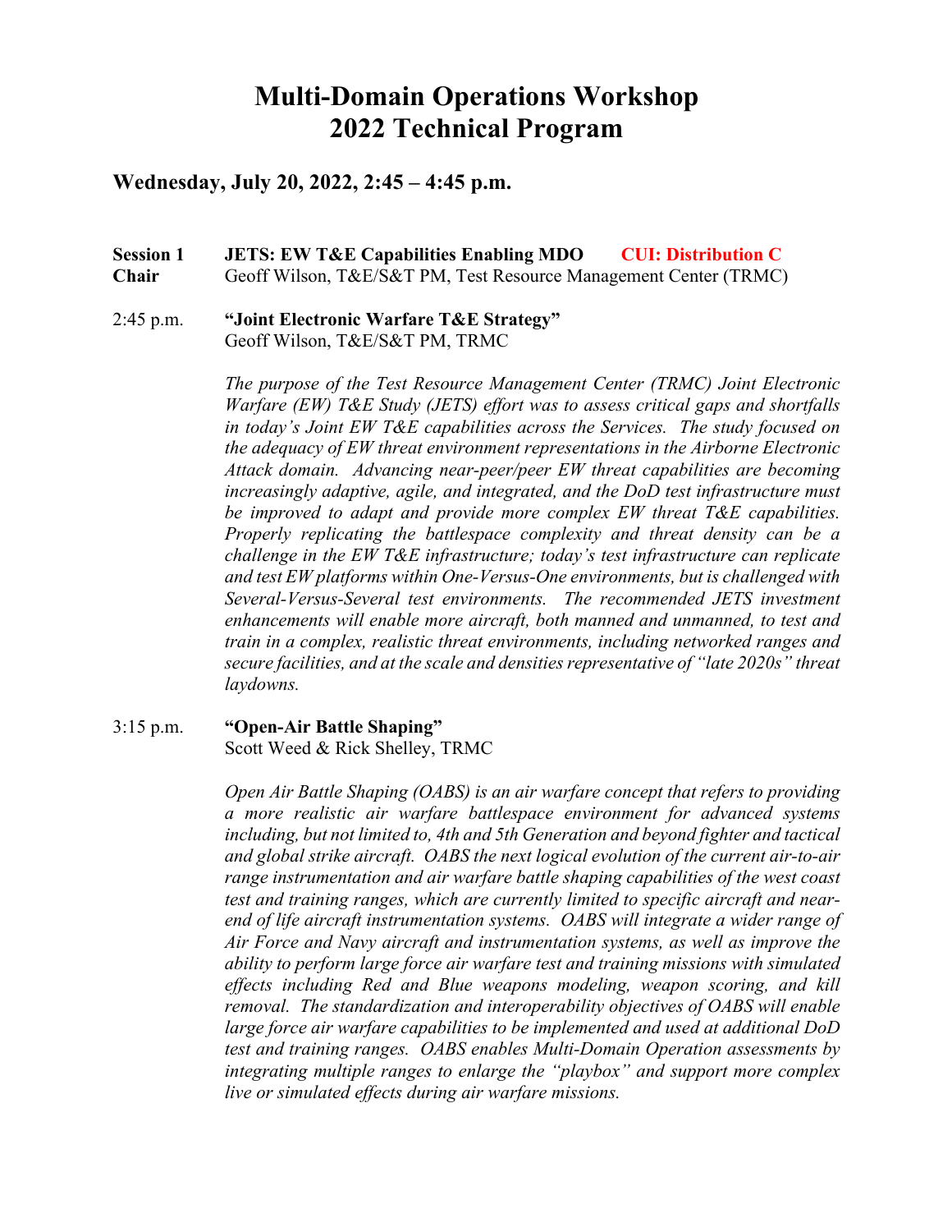# Multi-Domain Operations Workshop
# 2022 Technical Program

## Wednesday, July 20, 2022, 2:45 – 4:45 p.m.

**Session 1** **JETS: EW T&E Capabilities Enabling MDO** **CUI: Distribution C**
**Chair** Geoff Wilson, T&E/S&T PM, Test Resource Management Center (TRMC)

2:45 p.m. **"Joint Electronic Warfare T&E Strategy"**
Geoff Wilson, T&E/S&T PM, TRMC

*The purpose of the Test Resource Management Center (TRMC) Joint Electronic Warfare (EW) T&E Study (JETS) effort was to assess critical gaps and shortfalls in today's Joint EW T&E capabilities across the Services. The study focused on the adequacy of EW threat environment representations in the Airborne Electronic Attack domain. Advancing near-peer/peer EW threat capabilities are becoming increasingly adaptive, agile, and integrated, and the DoD test infrastructure must be improved to adapt and provide more complex EW threat T&E capabilities. Properly replicating the battlespace complexity and threat density can be a challenge in the EW T&E infrastructure; today's test infrastructure can replicate and test EW platforms within One-Versus-One environments, but is challenged with Several-Versus-Several test environments. The recommended JETS investment enhancements will enable more aircraft, both manned and unmanned, to test and train in a complex, realistic threat environments, including networked ranges and secure facilities, and at the scale and densities representative of "late 2020s" threat laydowns.*

3:15 p.m. **"Open-Air Battle Shaping"**
Scott Weed & Rick Shelley, TRMC

*Open Air Battle Shaping (OABS) is an air warfare concept that refers to providing a more realistic air warfare battlespace environment for advanced systems including, but not limited to, 4th and 5th Generation and beyond fighter and tactical and global strike aircraft. OABS the next logical evolution of the current air-to-air range instrumentation and air warfare battle shaping capabilities of the west coast test and training ranges, which are currently limited to specific aircraft and near-end of life aircraft instrumentation systems. OABS will integrate a wider range of Air Force and Navy aircraft and instrumentation systems, as well as improve the ability to perform large force air warfare test and training missions with simulated effects including Red and Blue weapons modeling, weapon scoring, and kill removal. The standardization and interoperability objectives of OABS will enable large force air warfare capabilities to be implemented and used at additional DoD test and training ranges. OABS enables Multi-Domain Operation assessments by integrating multiple ranges to enlarge the "playbox" and support more complex live or simulated effects during air warfare missions.*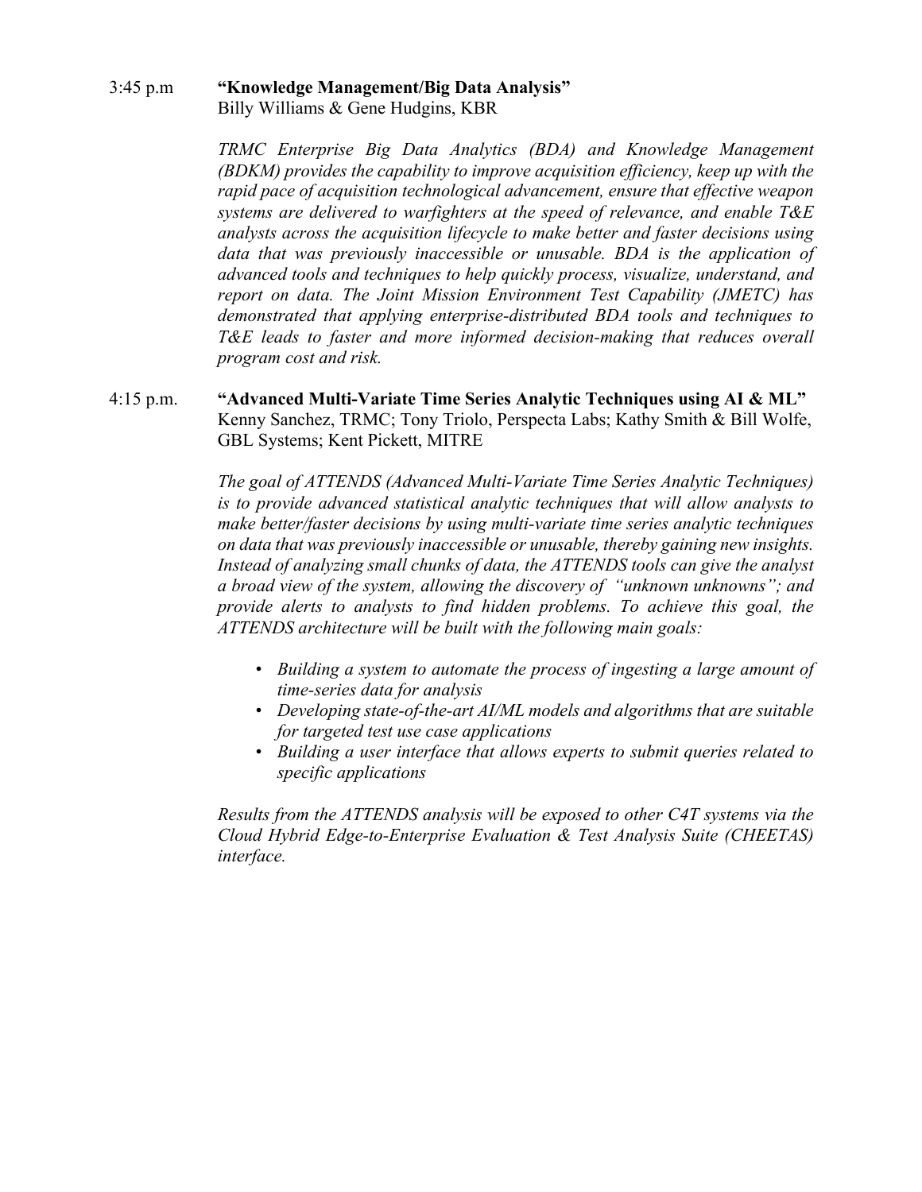3:45 p.m **"Knowledge Management/Big Data Analysis"**
Billy Williams & Gene Hudgins, KBR

*TRMC Enterprise Big Data Analytics (BDA) and Knowledge Management (BDKM) provides the capability to improve acquisition efficiency, keep up with the rapid pace of acquisition technological advancement, ensure that effective weapon systems are delivered to warfighters at the speed of relevance, and enable T&E analysts across the acquisition lifecycle to make better and faster decisions using data that was previously inaccessible or unusable. BDA is the application of advanced tools and techniques to help quickly process, visualize, understand, and report on data. The Joint Mission Environment Test Capability (JMETC) has demonstrated that applying enterprise-distributed BDA tools and techniques to T&E leads to faster and more informed decision-making that reduces overall program cost and risk.*

4:15 p.m. **"Advanced Multi-Variate Time Series Analytic Techniques using AI & ML"**
Kenny Sanchez, TRMC; Tony Triolo, Perspecta Labs; Kathy Smith & Bill Wolfe, GBL Systems; Kent Pickett, MITRE

*The goal of ATTENDS (Advanced Multi-Variate Time Series Analytic Techniques) is to provide advanced statistical analytic techniques that will allow analysts to make better/faster decisions by using multi-variate time series analytic techniques on data that was previously inaccessible or unusable, thereby gaining new insights. Instead of analyzing small chunks of data, the ATTENDS tools can give the analyst a broad view of the system, allowing the discovery of "unknown unknowns"; and provide alerts to analysts to find hidden problems. To achieve this goal, the ATTENDS architecture will be built with the following main goals:*

- *Building a system to automate the process of ingesting a large amount of time-series data for analysis*
- *Developing state-of-the-art AI/ML models and algorithms that are suitable for targeted test use case applications*
- *Building a user interface that allows experts to submit queries related to specific applications*

*Results from the ATTENDS analysis will be exposed to other C4T systems via the Cloud Hybrid Edge-to-Enterprise Evaluation & Test Analysis Suite (CHEETAS) interface.*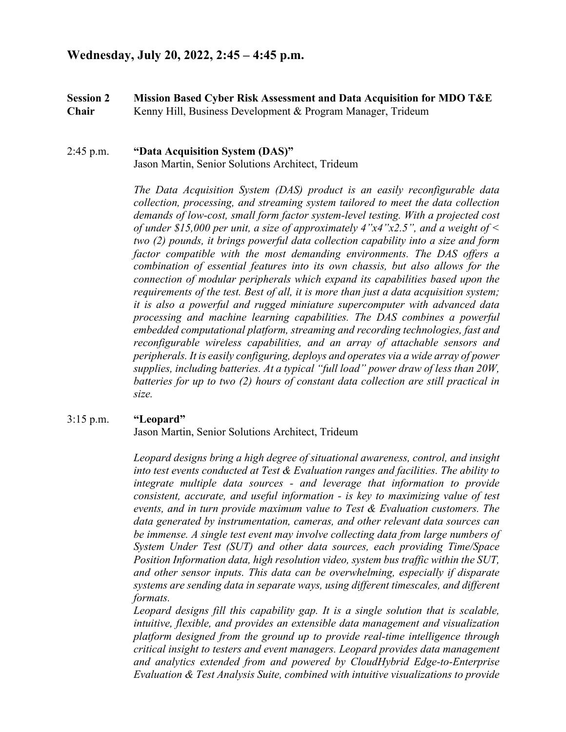## Wednesday, July 20, 2022, 2:45 – 4:45 p.m.

**Session 2** **Mission Based Cyber Risk Assessment and Data Acquisition for MDO T&E**
**Chair** Kenny Hill, Business Development & Program Manager, Trideum

2:45 p.m. **"Data Acquisition System (DAS)"**
Jason Martin, Senior Solutions Architect, Trideum

*The Data Acquisition System (DAS) product is an easily reconfigurable data collection, processing, and streaming system tailored to meet the data collection demands of low-cost, small form factor system-level testing. With a projected cost of under $15,000 per unit, a size of approximately 4"x4"x2.5", and a weight of < two (2) pounds, it brings powerful data collection capability into a size and form factor compatible with the most demanding environments. The DAS offers a combination of essential features into its own chassis, but also allows for the connection of modular peripherals which expand its capabilities based upon the requirements of the test. Best of all, it is more than just a data acquisition system; it is also a powerful and rugged miniature supercomputer with advanced data processing and machine learning capabilities. The DAS combines a powerful embedded computational platform, streaming and recording technologies, fast and reconfigurable wireless capabilities, and an array of attachable sensors and peripherals. It is easily configuring, deploys and operates via a wide array of power supplies, including batteries. At a typical "full load" power draw of less than 20W, batteries for up to two (2) hours of constant data collection are still practical in size.*

3:15 p.m. **"Leopard"**
Jason Martin, Senior Solutions Architect, Trideum

*Leopard designs bring a high degree of situational awareness, control, and insight into test events conducted at Test & Evaluation ranges and facilities. The ability to integrate multiple data sources - and leverage that information to provide consistent, accurate, and useful information - is key to maximizing value of test events, and in turn provide maximum value to Test & Evaluation customers. The data generated by instrumentation, cameras, and other relevant data sources can be immense. A single test event may involve collecting data from large numbers of System Under Test (SUT) and other data sources, each providing Time/Space Position Information data, high resolution video, system bus traffic within the SUT, and other sensor inputs. This data can be overwhelming, especially if disparate systems are sending data in separate ways, using different timescales, and different formats.*

*Leopard designs fill this capability gap. It is a single solution that is scalable, intuitive, flexible, and provides an extensible data management and visualization platform designed from the ground up to provide real-time intelligence through critical insight to testers and event managers. Leopard provides data management and analytics extended from and powered by CloudHybrid Edge-to-Enterprise Evaluation & Test Analysis Suite, combined with intuitive visualizations to provide*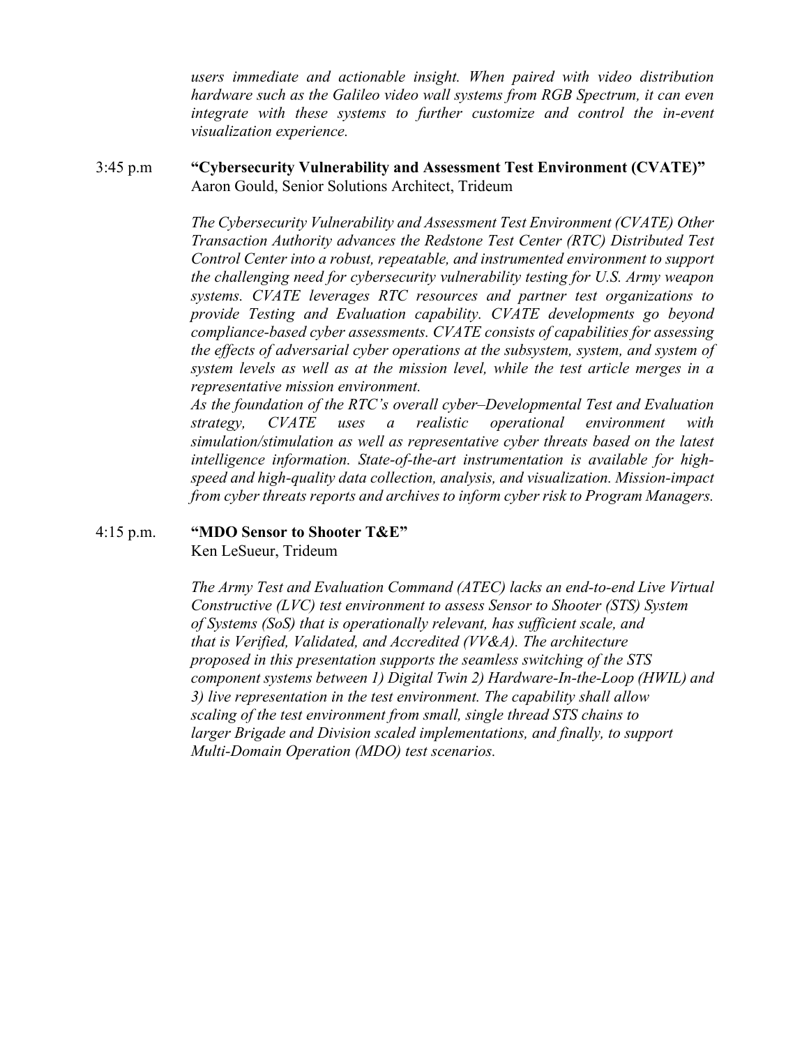*users immediate and actionable insight. When paired with video distribution hardware such as the Galileo video wall systems from RGB Spectrum, it can even integrate with these systems to further customize and control the in-event visualization experience.*

3:45 p.m **"Cybersecurity Vulnerability and Assessment Test Environment (CVATE)"**
Aaron Gould, Senior Solutions Architect, Trideum

*The Cybersecurity Vulnerability and Assessment Test Environment (CVATE) Other Transaction Authority advances the Redstone Test Center (RTC) Distributed Test Control Center into a robust, repeatable, and instrumented environment to support the challenging need for cybersecurity vulnerability testing for U.S. Army weapon systems. CVATE leverages RTC resources and partner test organizations to provide Testing and Evaluation capability. CVATE developments go beyond compliance-based cyber assessments. CVATE consists of capabilities for assessing the effects of adversarial cyber operations at the subsystem, system, and system of system levels as well as at the mission level, while the test article merges in a representative mission environment.*
*As the foundation of the RTC's overall cyber–Developmental Test and Evaluation strategy, CVATE uses a realistic operational environment with simulation/stimulation as well as representative cyber threats based on the latest intelligence information. State-of-the-art instrumentation is available for high-speed and high-quality data collection, analysis, and visualization. Mission-impact from cyber threats reports and archives to inform cyber risk to Program Managers.*

4:15 p.m. **"MDO Sensor to Shooter T&E"**
Ken LeSueur, Trideum

*The Army Test and Evaluation Command (ATEC) lacks an end-to-end Live Virtual Constructive (LVC) test environment to assess Sensor to Shooter (STS) System of Systems (SoS) that is operationally relevant, has sufficient scale, and that is Verified, Validated, and Accredited (VV&A). The architecture proposed in this presentation supports the seamless switching of the STS component systems between 1) Digital Twin 2) Hardware-In-the-Loop (HWIL) and 3) live representation in the test environment. The capability shall allow scaling of the test environment from small, single thread STS chains to larger Brigade and Division scaled implementations, and finally, to support Multi-Domain Operation (MDO) test scenarios.*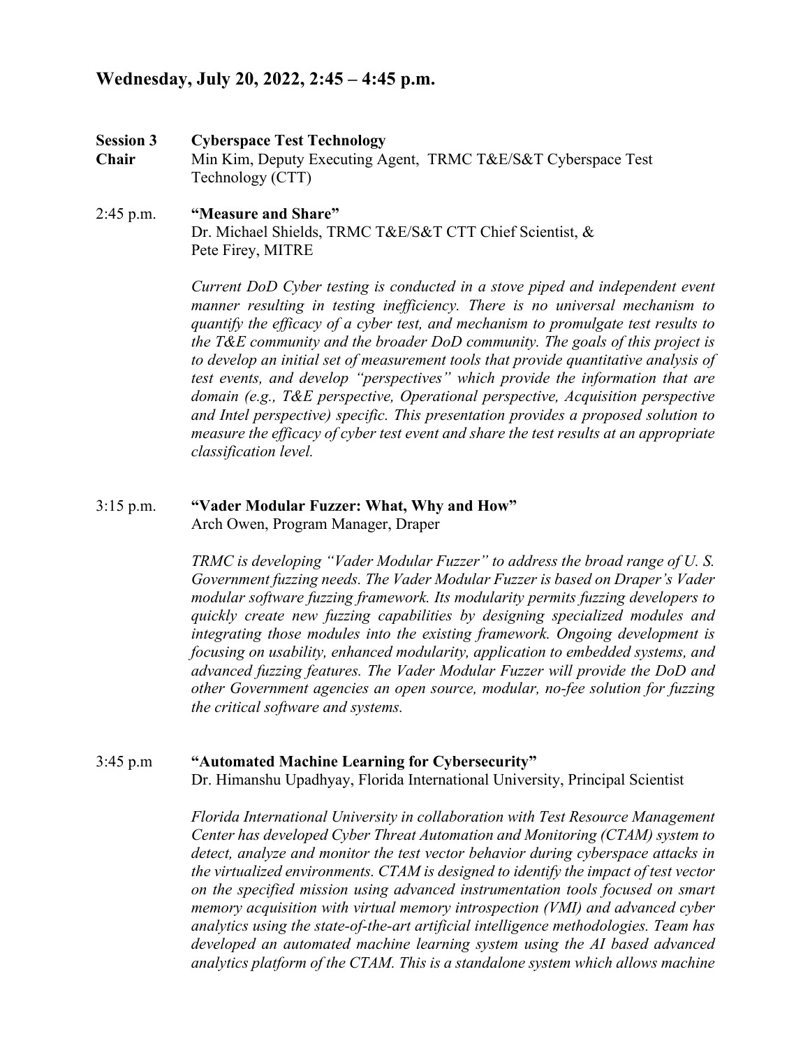## Wednesday, July 20, 2022, 2:45 – 4:45 p.m.

**Session 3** **Cyberspace Test Technology**
**Chair** Min Kim, Deputy Executing Agent, TRMC T&E/S&T Cyberspace Test Technology (CTT)

2:45 p.m. **"Measure and Share"**
Dr. Michael Shields, TRMC T&E/S&T CTT Chief Scientist, &
Pete Firey, MITRE

*Current DoD Cyber testing is conducted in a stove piped and independent event manner resulting in testing inefficiency. There is no universal mechanism to quantify the efficacy of a cyber test, and mechanism to promulgate test results to the T&E community and the broader DoD community. The goals of this project is to develop an initial set of measurement tools that provide quantitative analysis of test events, and develop "perspectives" which provide the information that are domain (e.g., T&E perspective, Operational perspective, Acquisition perspective and Intel perspective) specific. This presentation provides a proposed solution to measure the efficacy of cyber test event and share the test results at an appropriate classification level.*

3:15 p.m. **"Vader Modular Fuzzer: What, Why and How"**
Arch Owen, Program Manager, Draper

*TRMC is developing "Vader Modular Fuzzer" to address the broad range of U. S. Government fuzzing needs. The Vader Modular Fuzzer is based on Draper's Vader modular software fuzzing framework. Its modularity permits fuzzing developers to quickly create new fuzzing capabilities by designing specialized modules and integrating those modules into the existing framework. Ongoing development is focusing on usability, enhanced modularity, application to embedded systems, and advanced fuzzing features. The Vader Modular Fuzzer will provide the DoD and other Government agencies an open source, modular, no-fee solution for fuzzing the critical software and systems.*

3:45 p.m **"Automated Machine Learning for Cybersecurity"**
Dr. Himanshu Upadhyay, Florida International University, Principal Scientist

*Florida International University in collaboration with Test Resource Management Center has developed Cyber Threat Automation and Monitoring (CTAM) system to detect, analyze and monitor the test vector behavior during cyberspace attacks in the virtualized environments. CTAM is designed to identify the impact of test vector on the specified mission using advanced instrumentation tools focused on smart memory acquisition with virtual memory introspection (VMI) and advanced cyber analytics using the state-of-the-art artificial intelligence methodologies. Team has developed an automated machine learning system using the AI based advanced analytics platform of the CTAM. This is a standalone system which allows machine*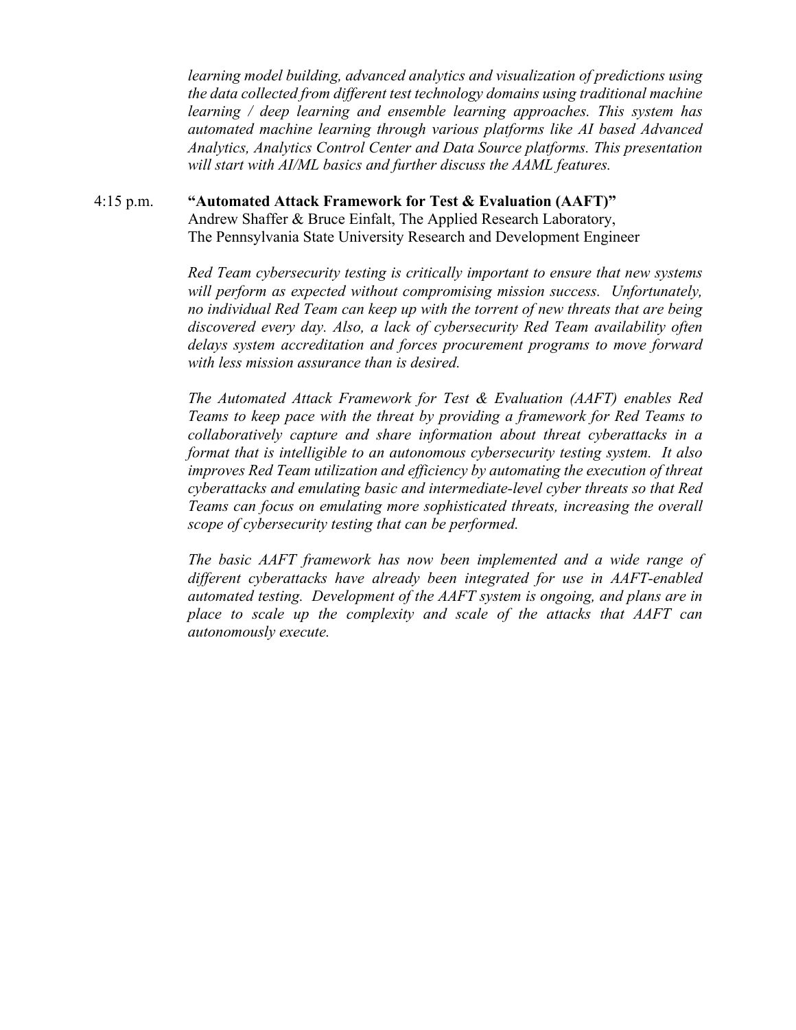*learning model building, advanced analytics and visualization of predictions using the data collected from different test technology domains using traditional machine learning / deep learning and ensemble learning approaches. This system has automated machine learning through various platforms like AI based Advanced Analytics, Analytics Control Center and Data Source platforms. This presentation will start with AI/ML basics and further discuss the AAML features.*

4:15 p.m. **"Automated Attack Framework for Test & Evaluation (AAFT)"**
Andrew Shaffer & Bruce Einfalt, The Applied Research Laboratory,
The Pennsylvania State University Research and Development Engineer

*Red Team cybersecurity testing is critically important to ensure that new systems will perform as expected without compromising mission success. Unfortunately, no individual Red Team can keep up with the torrent of new threats that are being discovered every day. Also, a lack of cybersecurity Red Team availability often delays system accreditation and forces procurement programs to move forward with less mission assurance than is desired.*

*The Automated Attack Framework for Test & Evaluation (AAFT) enables Red Teams to keep pace with the threat by providing a framework for Red Teams to collaboratively capture and share information about threat cyberattacks in a format that is intelligible to an autonomous cybersecurity testing system. It also improves Red Team utilization and efficiency by automating the execution of threat cyberattacks and emulating basic and intermediate-level cyber threats so that Red Teams can focus on emulating more sophisticated threats, increasing the overall scope of cybersecurity testing that can be performed.*

*The basic AAFT framework has now been implemented and a wide range of different cyberattacks have already been integrated for use in AAFT-enabled automated testing. Development of the AAFT system is ongoing, and plans are in place to scale up the complexity and scale of the attacks that AAFT can autonomously execute.*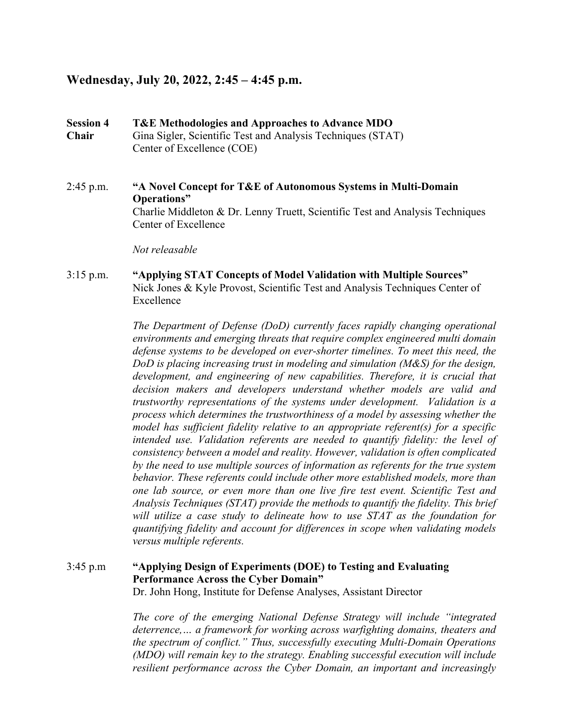## Wednesday, July 20, 2022, 2:45 – 4:45 p.m.

**Session 4** **T&E Methodologies and Approaches to Advance MDO**
**Chair** Gina Sigler, Scientific Test and Analysis Techniques (STAT) Center of Excellence (COE)

2:45 p.m. **"A Novel Concept for T&E of Autonomous Systems in Multi-Domain Operations"**
Charlie Middleton & Dr. Lenny Truett, Scientific Test and Analysis Techniques Center of Excellence

*Not releasable*

3:15 p.m. **"Applying STAT Concepts of Model Validation with Multiple Sources"**
Nick Jones & Kyle Provost, Scientific Test and Analysis Techniques Center of Excellence

*The Department of Defense (DoD) currently faces rapidly changing operational environments and emerging threats that require complex engineered multi domain defense systems to be developed on ever-shorter timelines. To meet this need, the DoD is placing increasing trust in modeling and simulation (M&S) for the design, development, and engineering of new capabilities. Therefore, it is crucial that decision makers and developers understand whether models are valid and trustworthy representations of the systems under development. Validation is a process which determines the trustworthiness of a model by assessing whether the model has sufficient fidelity relative to an appropriate referent(s) for a specific intended use. Validation referents are needed to quantify fidelity: the level of consistency between a model and reality. However, validation is often complicated by the need to use multiple sources of information as referents for the true system behavior. These referents could include other more established models, more than one lab source, or even more than one live fire test event. Scientific Test and Analysis Techniques (STAT) provide the methods to quantify the fidelity. This brief will utilize a case study to delineate how to use STAT as the foundation for quantifying fidelity and account for differences in scope when validating models versus multiple referents.*

3:45 p.m **"Applying Design of Experiments (DOE) to Testing and Evaluating Performance Across the Cyber Domain"**
Dr. John Hong, Institute for Defense Analyses, Assistant Director

*The core of the emerging National Defense Strategy will include "integrated deterrence,… a framework for working across warfighting domains, theaters and the spectrum of conflict." Thus, successfully executing Multi-Domain Operations (MDO) will remain key to the strategy. Enabling successful execution will include resilient performance across the Cyber Domain, an important and increasingly*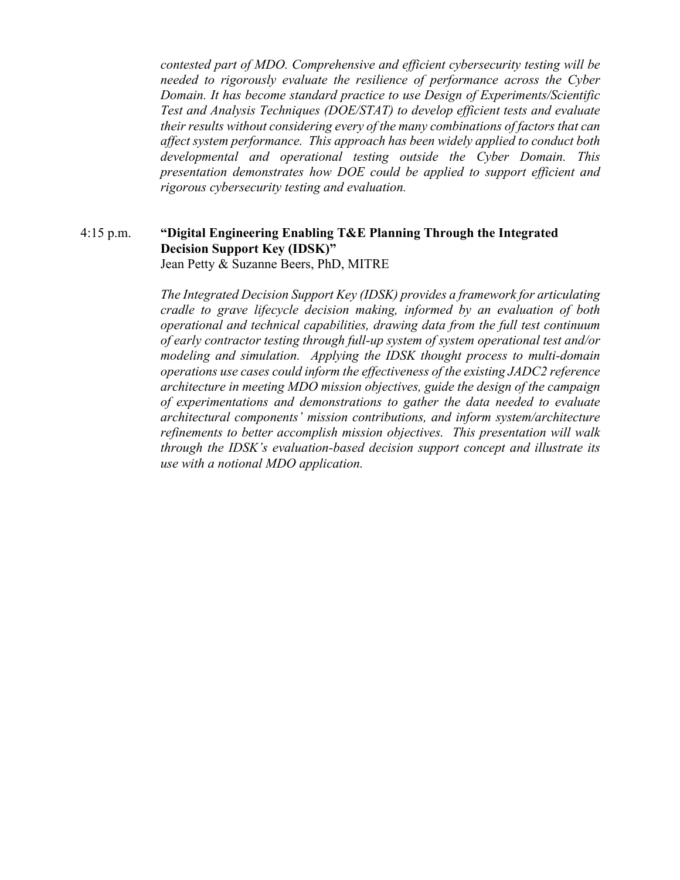*contested part of MDO. Comprehensive and efficient cybersecurity testing will be needed to rigorously evaluate the resilience of performance across the Cyber Domain. It has become standard practice to use Design of Experiments/Scientific Test and Analysis Techniques (DOE/STAT) to develop efficient tests and evaluate their results without considering every of the many combinations of factors that can affect system performance. This approach has been widely applied to conduct both developmental and operational testing outside the Cyber Domain. This presentation demonstrates how DOE could be applied to support efficient and rigorous cybersecurity testing and evaluation.*

4:15 p.m. **"Digital Engineering Enabling T&E Planning Through the Integrated Decision Support Key (IDSK)"**
Jean Petty & Suzanne Beers, PhD, MITRE

*The Integrated Decision Support Key (IDSK) provides a framework for articulating cradle to grave lifecycle decision making, informed by an evaluation of both operational and technical capabilities, drawing data from the full test continuum of early contractor testing through full-up system of system operational test and/or modeling and simulation. Applying the IDSK thought process to multi-domain operations use cases could inform the effectiveness of the existing JADC2 reference architecture in meeting MDO mission objectives, guide the design of the campaign of experimentations and demonstrations to gather the data needed to evaluate architectural components' mission contributions, and inform system/architecture refinements to better accomplish mission objectives. This presentation will walk through the IDSK's evaluation-based decision support concept and illustrate its use with a notional MDO application.*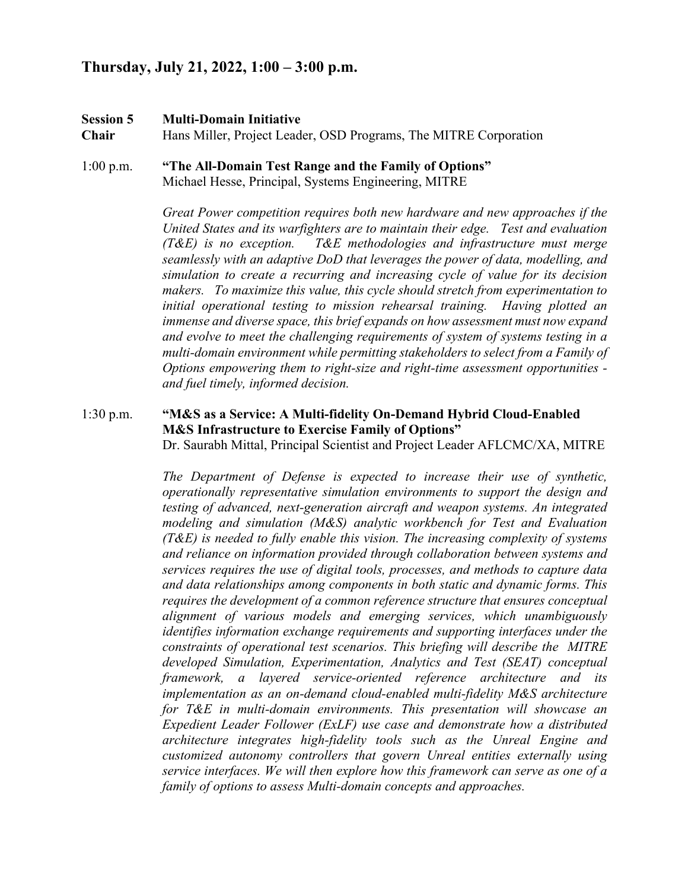## Thursday, July 21, 2022, 1:00 – 3:00 p.m.

**Session 5** **Multi-Domain Initiative**
**Chair** Hans Miller, Project Leader, OSD Programs, The MITRE Corporation

1:00 p.m. **"The All-Domain Test Range and the Family of Options"**
Michael Hesse, Principal, Systems Engineering, MITRE

*Great Power competition requires both new hardware and new approaches if the United States and its warfighters are to maintain their edge. Test and evaluation (T&E) is no exception. T&E methodologies and infrastructure must merge seamlessly with an adaptive DoD that leverages the power of data, modelling, and simulation to create a recurring and increasing cycle of value for its decision makers. To maximize this value, this cycle should stretch from experimentation to initial operational testing to mission rehearsal training. Having plotted an immense and diverse space, this brief expands on how assessment must now expand and evolve to meet the challenging requirements of system of systems testing in a multi-domain environment while permitting stakeholders to select from a Family of Options empowering them to right-size and right-time assessment opportunities - and fuel timely, informed decision.*

1:30 p.m. **"M&S as a Service: A Multi-fidelity On-Demand Hybrid Cloud-Enabled M&S Infrastructure to Exercise Family of Options"**
Dr. Saurabh Mittal, Principal Scientist and Project Leader AFLCMC/XA, MITRE

*The Department of Defense is expected to increase their use of synthetic, operationally representative simulation environments to support the design and testing of advanced, next-generation aircraft and weapon systems. An integrated modeling and simulation (M&S) analytic workbench for Test and Evaluation (T&E) is needed to fully enable this vision. The increasing complexity of systems and reliance on information provided through collaboration between systems and services requires the use of digital tools, processes, and methods to capture data and data relationships among components in both static and dynamic forms. This requires the development of a common reference structure that ensures conceptual alignment of various models and emerging services, which unambiguously identifies information exchange requirements and supporting interfaces under the constraints of operational test scenarios. This briefing will describe the MITRE developed Simulation, Experimentation, Analytics and Test (SEAT) conceptual framework, a layered service-oriented reference architecture and its implementation as an on-demand cloud-enabled multi-fidelity M&S architecture for T&E in multi-domain environments. This presentation will showcase an Expedient Leader Follower (ExLF) use case and demonstrate how a distributed architecture integrates high-fidelity tools such as the Unreal Engine and customized autonomy controllers that govern Unreal entities externally using service interfaces. We will then explore how this framework can serve as one of a family of options to assess Multi-domain concepts and approaches.*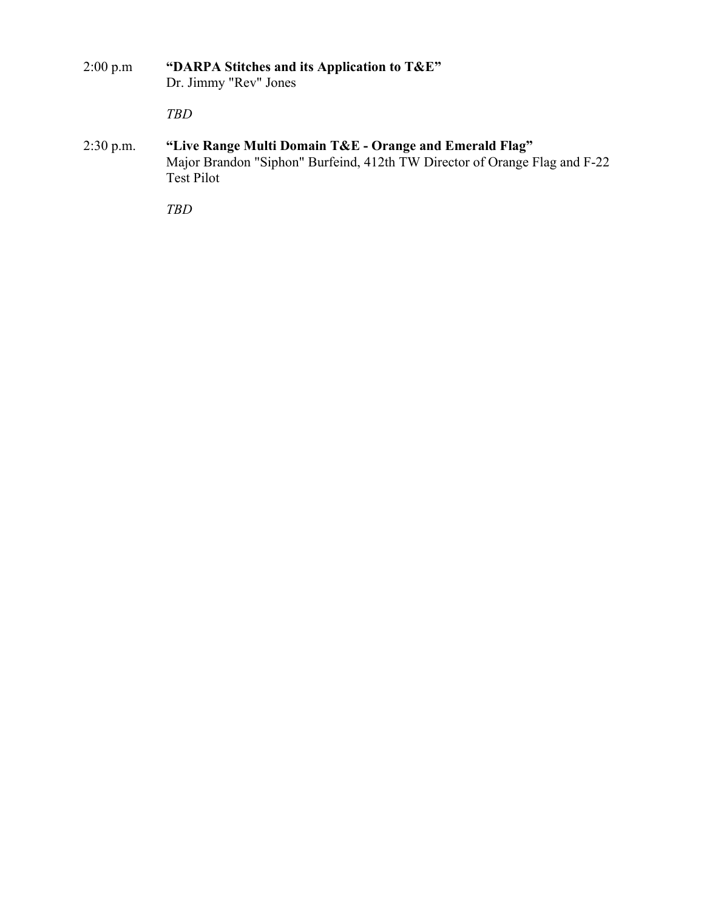2:00 p.m **"DARPA Stitches and its Application to T&E"**
Dr. Jimmy "Rev" Jones

*TBD*

2:30 p.m. **"Live Range Multi Domain T&E - Orange and Emerald Flag"**
Major Brandon "Siphon" Burfeind, 412th TW Director of Orange Flag and F-22 Test Pilot

*TBD*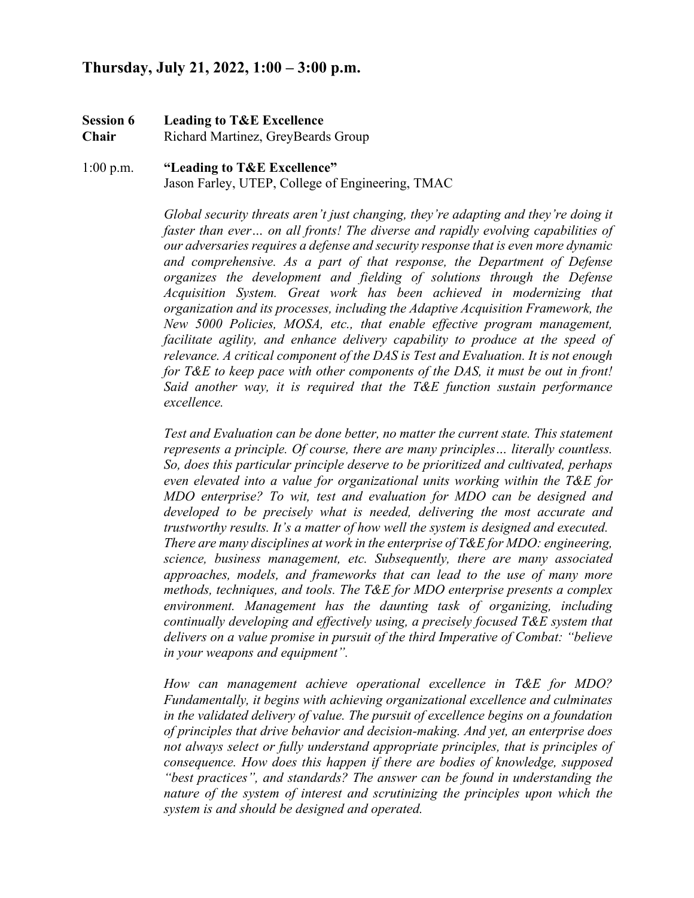## Thursday, July 21, 2022, 1:00 – 3:00 p.m.

**Session 6** **Leading to T&E Excellence**
**Chair** Richard Martinez, GreyBeards Group

1:00 p.m. **"Leading to T&E Excellence"**
Jason Farley, UTEP, College of Engineering, TMAC

*Global security threats aren't just changing, they're adapting and they're doing it faster than ever… on all fronts! The diverse and rapidly evolving capabilities of our adversaries requires a defense and security response that is even more dynamic and comprehensive. As a part of that response, the Department of Defense organizes the development and fielding of solutions through the Defense Acquisition System. Great work has been achieved in modernizing that organization and its processes, including the Adaptive Acquisition Framework, the New 5000 Policies, MOSA, etc., that enable effective program management, facilitate agility, and enhance delivery capability to produce at the speed of relevance. A critical component of the DAS is Test and Evaluation. It is not enough for T&E to keep pace with other components of the DAS, it must be out in front! Said another way, it is required that the T&E function sustain performance excellence.*

*Test and Evaluation can be done better, no matter the current state. This statement represents a principle. Of course, there are many principles… literally countless. So, does this particular principle deserve to be prioritized and cultivated, perhaps even elevated into a value for organizational units working within the T&E for MDO enterprise? To wit, test and evaluation for MDO can be designed and developed to be precisely what is needed, delivering the most accurate and trustworthy results. It's a matter of how well the system is designed and executed. There are many disciplines at work in the enterprise of T&E for MDO: engineering, science, business management, etc. Subsequently, there are many associated approaches, models, and frameworks that can lead to the use of many more methods, techniques, and tools. The T&E for MDO enterprise presents a complex environment. Management has the daunting task of organizing, including continually developing and effectively using, a precisely focused T&E system that delivers on a value promise in pursuit of the third Imperative of Combat: "believe in your weapons and equipment".*

*How can management achieve operational excellence in T&E for MDO? Fundamentally, it begins with achieving organizational excellence and culminates in the validated delivery of value. The pursuit of excellence begins on a foundation of principles that drive behavior and decision-making. And yet, an enterprise does not always select or fully understand appropriate principles, that is principles of consequence. How does this happen if there are bodies of knowledge, supposed "best practices", and standards? The answer can be found in understanding the nature of the system of interest and scrutinizing the principles upon which the system is and should be designed and operated.*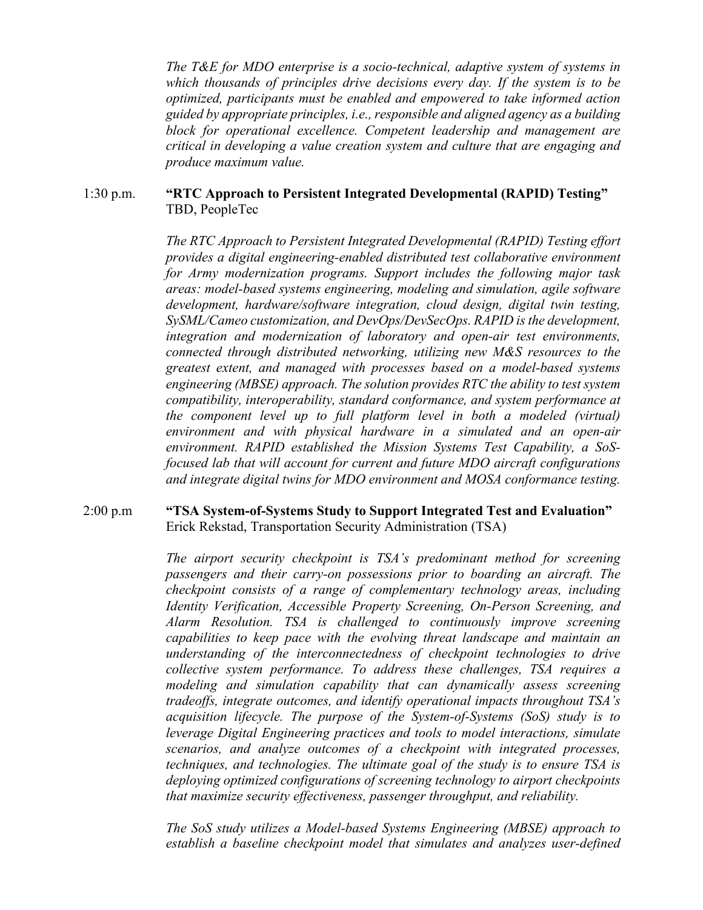*The T&E for MDO enterprise is a socio-technical, adaptive system of systems in which thousands of principles drive decisions every day. If the system is to be optimized, participants must be enabled and empowered to take informed action guided by appropriate principles, i.e., responsible and aligned agency as a building block for operational excellence. Competent leadership and management are critical in developing a value creation system and culture that are engaging and produce maximum value.*

1:30 p.m. **"RTC Approach to Persistent Integrated Developmental (RAPID) Testing"**
TBD, PeopleTec

*The RTC Approach to Persistent Integrated Developmental (RAPID) Testing effort provides a digital engineering-enabled distributed test collaborative environment for Army modernization programs. Support includes the following major task areas: model-based systems engineering, modeling and simulation, agile software development, hardware/software integration, cloud design, digital twin testing, SySML/Cameo customization, and DevOps/DevSecOps. RAPID is the development, integration and modernization of laboratory and open-air test environments, connected through distributed networking, utilizing new M&S resources to the greatest extent, and managed with processes based on a model-based systems engineering (MBSE) approach. The solution provides RTC the ability to test system compatibility, interoperability, standard conformance, and system performance at the component level up to full platform level in both a modeled (virtual) environment and with physical hardware in a simulated and an open-air environment. RAPID established the Mission Systems Test Capability, a SoS-focused lab that will account for current and future MDO aircraft configurations and integrate digital twins for MDO environment and MOSA conformance testing.*

2:00 p.m **"TSA System-of-Systems Study to Support Integrated Test and Evaluation"**
Erick Rekstad, Transportation Security Administration (TSA)

*The airport security checkpoint is TSA's predominant method for screening passengers and their carry-on possessions prior to boarding an aircraft. The checkpoint consists of a range of complementary technology areas, including Identity Verification, Accessible Property Screening, On-Person Screening, and Alarm Resolution. TSA is challenged to continuously improve screening capabilities to keep pace with the evolving threat landscape and maintain an understanding of the interconnectedness of checkpoint technologies to drive collective system performance. To address these challenges, TSA requires a modeling and simulation capability that can dynamically assess screening tradeoffs, integrate outcomes, and identify operational impacts throughout TSA's acquisition lifecycle. The purpose of the System-of-Systems (SoS) study is to leverage Digital Engineering practices and tools to model interactions, simulate scenarios, and analyze outcomes of a checkpoint with integrated processes, techniques, and technologies. The ultimate goal of the study is to ensure TSA is deploying optimized configurations of screening technology to airport checkpoints that maximize security effectiveness, passenger throughput, and reliability.*

*The SoS study utilizes a Model-based Systems Engineering (MBSE) approach to establish a baseline checkpoint model that simulates and analyzes user-defined*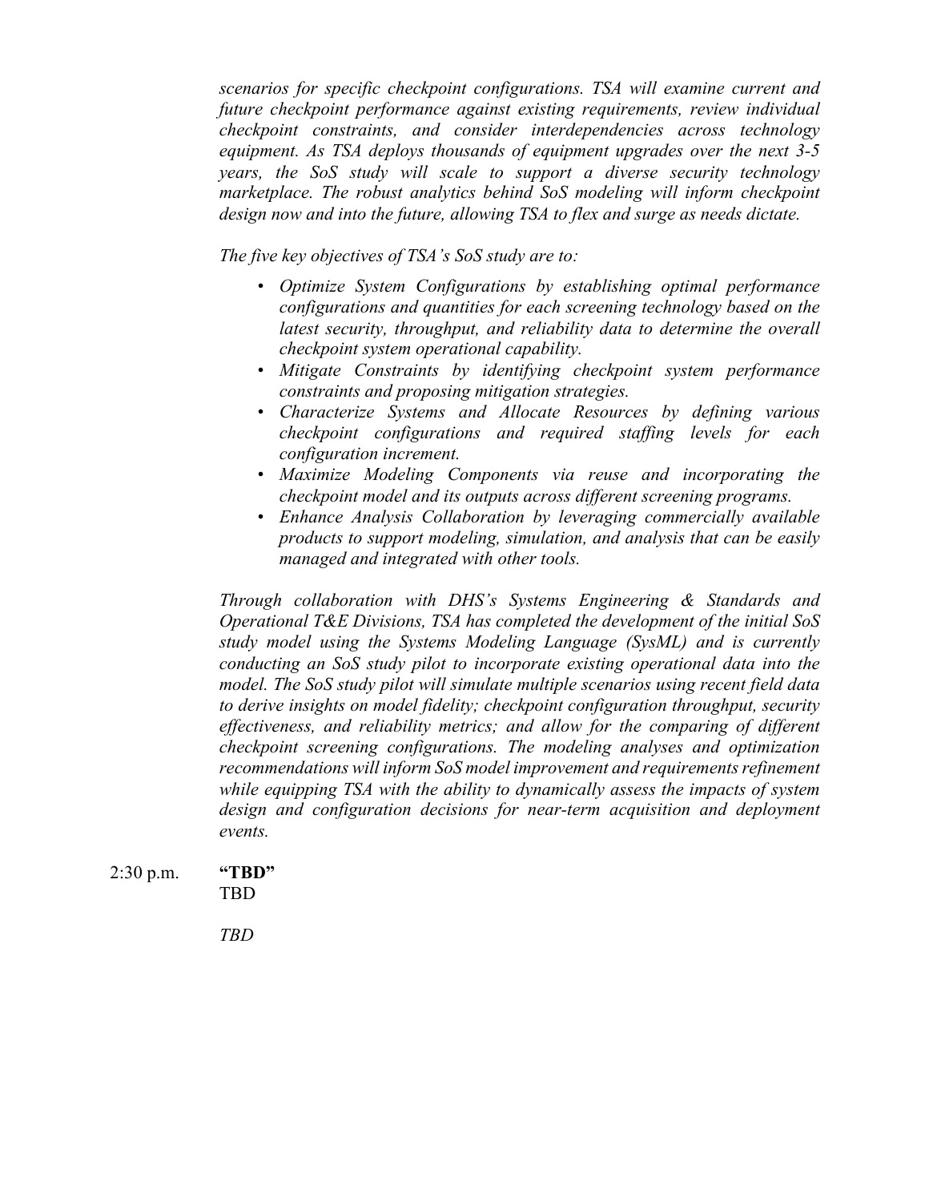*scenarios for specific checkpoint configurations. TSA will examine current and future checkpoint performance against existing requirements, review individual checkpoint constraints, and consider interdependencies across technology equipment. As TSA deploys thousands of equipment upgrades over the next 3-5 years, the SoS study will scale to support a diverse security technology marketplace. The robust analytics behind SoS modeling will inform checkpoint design now and into the future, allowing TSA to flex and surge as needs dictate.*

*The five key objectives of TSA's SoS study are to:*

- *Optimize System Configurations by establishing optimal performance configurations and quantities for each screening technology based on the latest security, throughput, and reliability data to determine the overall checkpoint system operational capability.*
- *Mitigate Constraints by identifying checkpoint system performance constraints and proposing mitigation strategies.*
- *Characterize Systems and Allocate Resources by defining various checkpoint configurations and required staffing levels for each configuration increment.*
- *Maximize Modeling Components via reuse and incorporating the checkpoint model and its outputs across different screening programs.*
- *Enhance Analysis Collaboration by leveraging commercially available products to support modeling, simulation, and analysis that can be easily managed and integrated with other tools.*

*Through collaboration with DHS's Systems Engineering & Standards and Operational T&E Divisions, TSA has completed the development of the initial SoS study model using the Systems Modeling Language (SysML) and is currently conducting an SoS study pilot to incorporate existing operational data into the model. The SoS study pilot will simulate multiple scenarios using recent field data to derive insights on model fidelity; checkpoint configuration throughput, security effectiveness, and reliability metrics; and allow for the comparing of different checkpoint screening configurations. The modeling analyses and optimization recommendations will inform SoS model improvement and requirements refinement while equipping TSA with the ability to dynamically assess the impacts of system design and configuration decisions for near-term acquisition and deployment events.*

2:30 p.m. **"TBD"**
TBD

*TBD*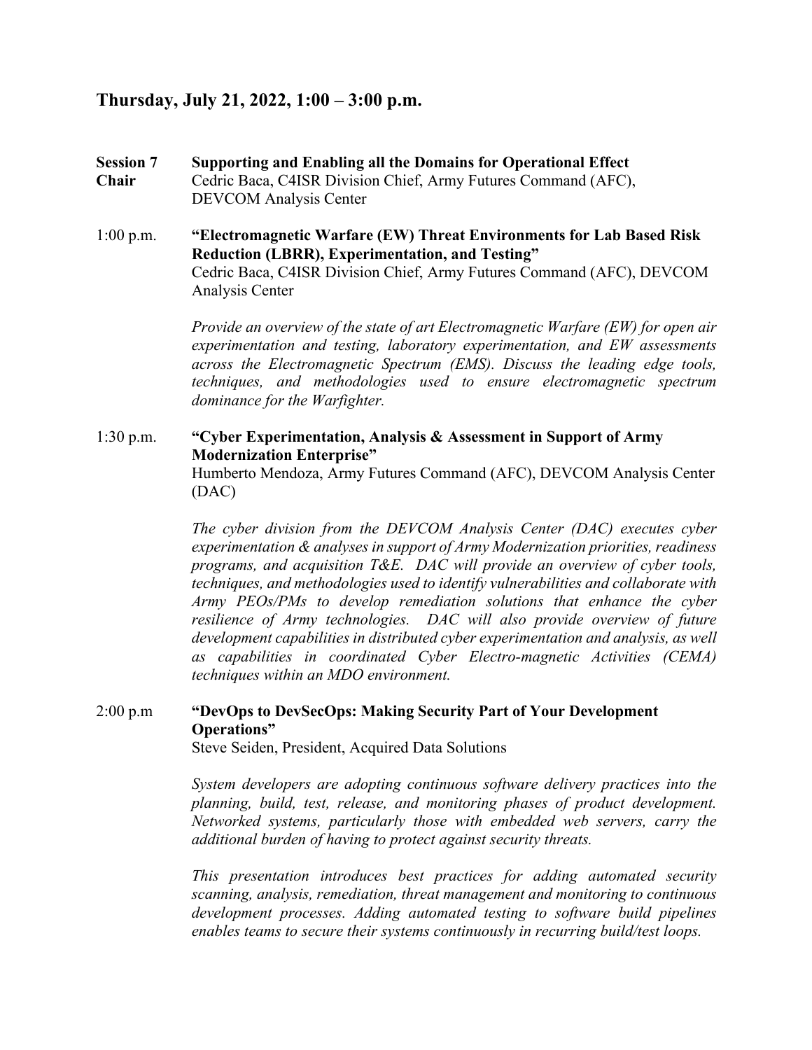## Thursday, July 21, 2022, 1:00 – 3:00 p.m.

**Session 7** **Supporting and Enabling all the Domains for Operational Effect**
**Chair** Cedric Baca, C4ISR Division Chief, Army Futures Command (AFC), DEVCOM Analysis Center

1:00 p.m. **"Electromagnetic Warfare (EW) Threat Environments for Lab Based Risk Reduction (LBRR), Experimentation, and Testing"**
Cedric Baca, C4ISR Division Chief, Army Futures Command (AFC), DEVCOM Analysis Center

*Provide an overview of the state of art Electromagnetic Warfare (EW) for open air experimentation and testing, laboratory experimentation, and EW assessments across the Electromagnetic Spectrum (EMS). Discuss the leading edge tools, techniques, and methodologies used to ensure electromagnetic spectrum dominance for the Warfighter.*

1:30 p.m. **"Cyber Experimentation, Analysis & Assessment in Support of Army Modernization Enterprise"**
Humberto Mendoza, Army Futures Command (AFC), DEVCOM Analysis Center (DAC)

*The cyber division from the DEVCOM Analysis Center (DAC) executes cyber experimentation & analyses in support of Army Modernization priorities, readiness programs, and acquisition T&E. DAC will provide an overview of cyber tools, techniques, and methodologies used to identify vulnerabilities and collaborate with Army PEOs/PMs to develop remediation solutions that enhance the cyber resilience of Army technologies. DAC will also provide overview of future development capabilities in distributed cyber experimentation and analysis, as well as capabilities in coordinated Cyber Electro-magnetic Activities (CEMA) techniques within an MDO environment.*

2:00 p.m **"DevOps to DevSecOps: Making Security Part of Your Development Operations"**
Steve Seiden, President, Acquired Data Solutions

*System developers are adopting continuous software delivery practices into the planning, build, test, release, and monitoring phases of product development. Networked systems, particularly those with embedded web servers, carry the additional burden of having to protect against security threats.*

*This presentation introduces best practices for adding automated security scanning, analysis, remediation, threat management and monitoring to continuous development processes. Adding automated testing to software build pipelines enables teams to secure their systems continuously in recurring build/test loops.*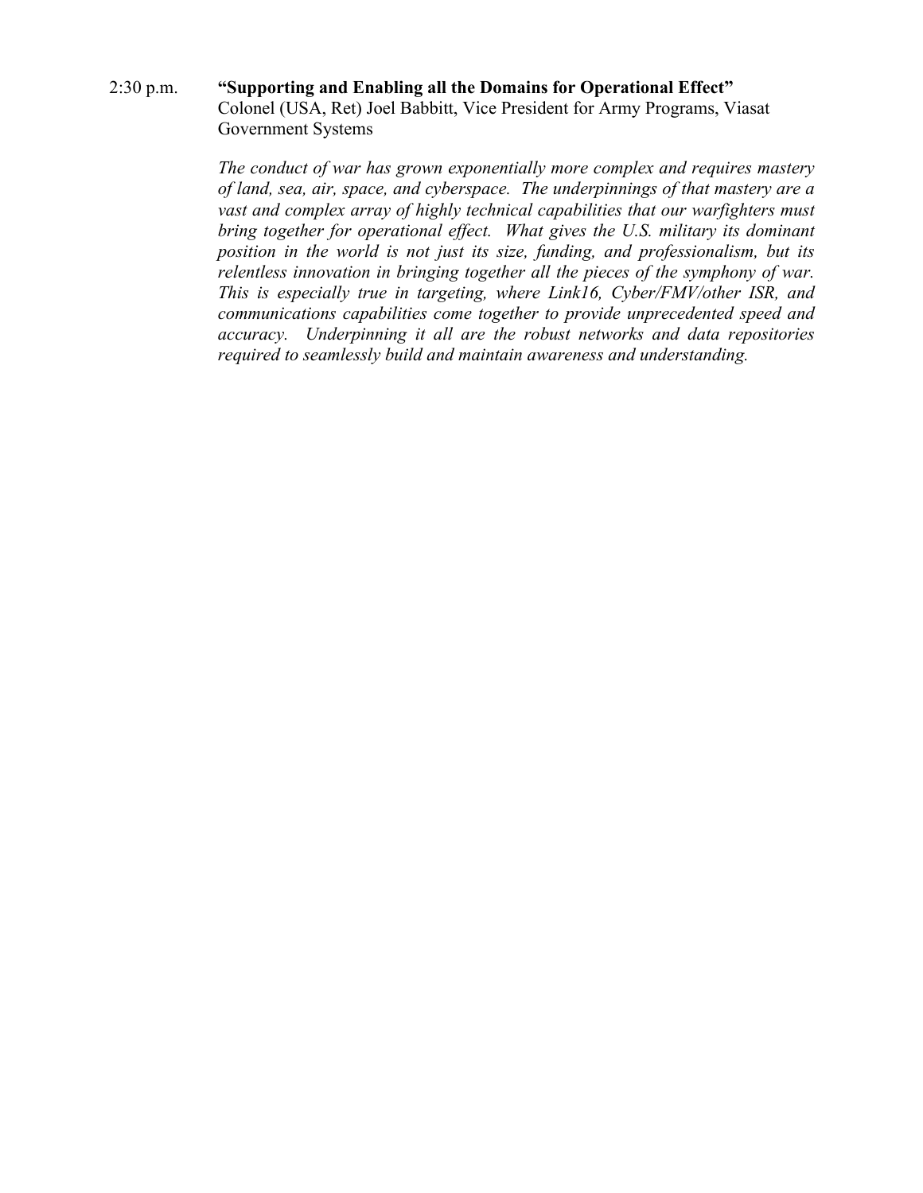2:30 p.m. **"Supporting and Enabling all the Domains for Operational Effect"**
Colonel (USA, Ret) Joel Babbitt, Vice President for Army Programs, Viasat Government Systems

*The conduct of war has grown exponentially more complex and requires mastery of land, sea, air, space, and cyberspace. The underpinnings of that mastery are a vast and complex array of highly technical capabilities that our warfighters must bring together for operational effect. What gives the U.S. military its dominant position in the world is not just its size, funding, and professionalism, but its relentless innovation in bringing together all the pieces of the symphony of war. This is especially true in targeting, where Link16, Cyber/FMV/other ISR, and communications capabilities come together to provide unprecedented speed and accuracy. Underpinning it all are the robust networks and data repositories required to seamlessly build and maintain awareness and understanding.*